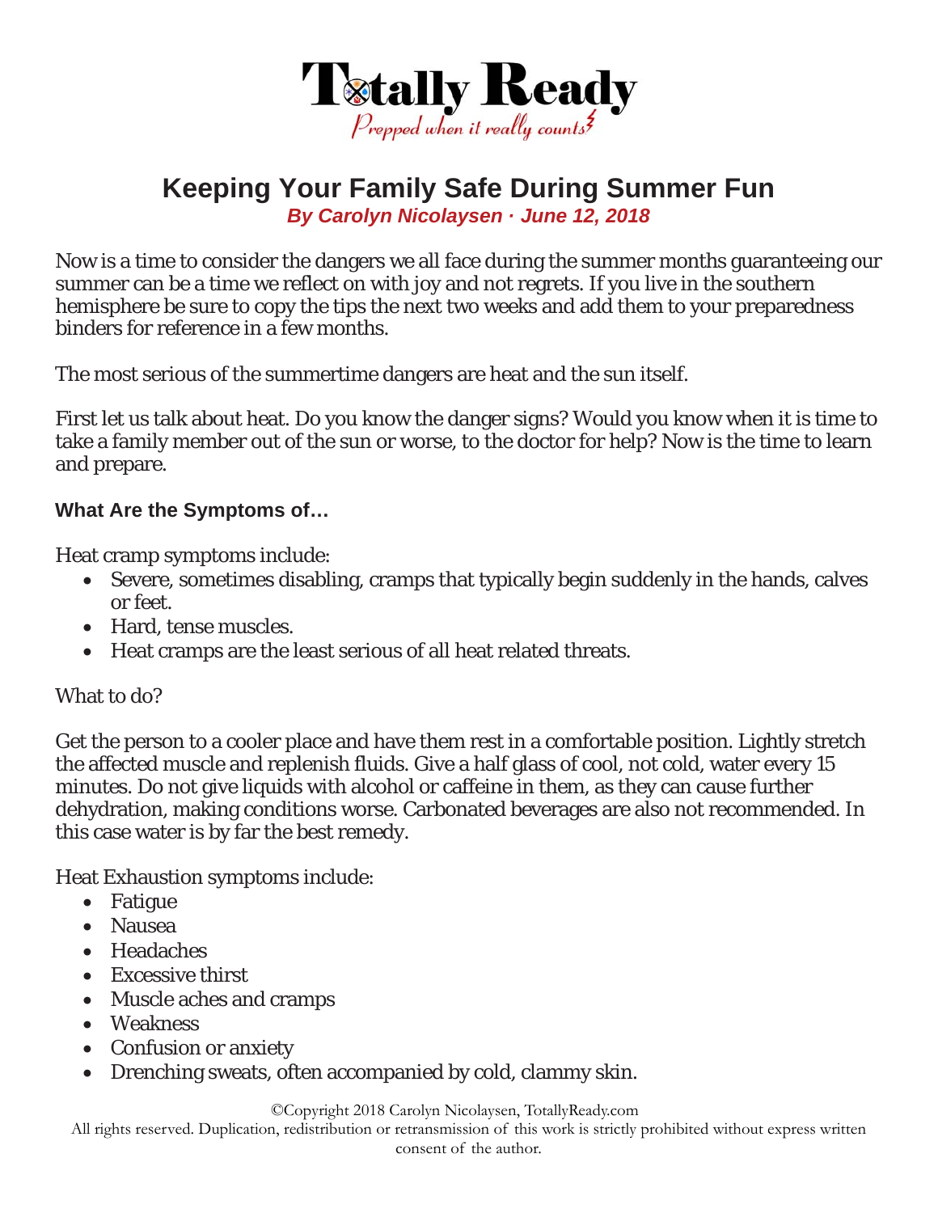# Totally Ready

*Prepped when it really counts*

## Keeping Your Family Safe During Summer Fun

***By Carolyn Nicolaysen · June 12, 2018***

Now is a time to consider the dangers we all face during the summer months guaranteeing our summer can be a time we reflect on with joy and not regrets. If you live in the southern hemisphere be sure to copy the tips the next two weeks and add them to your preparedness binders for reference in a few months.

The most serious of the summertime dangers are heat and the sun itself.

First let us talk about heat. Do you know the danger signs? Would you know when it is time to take a family member out of the sun or worse, to the doctor for help? Now is the time to learn and prepare.

### What Are the Symptoms of…

Heat cramp symptoms include:

- Severe, sometimes disabling, cramps that typically begin suddenly in the hands, calves or feet.
- Hard, tense muscles.
- Heat cramps are the least serious of all heat related threats.

What to do?

Get the person to a cooler place and have them rest in a comfortable position. Lightly stretch the affected muscle and replenish fluids. Give a half glass of cool, not cold, water every 15 minutes. Do not give liquids with alcohol or caffeine in them, as they can cause further dehydration, making conditions worse. Carbonated beverages are also not recommended. In this case water is by far the best remedy.

Heat Exhaustion symptoms include:

- Fatigue
- Nausea
- Headaches
- Excessive thirst
- Muscle aches and cramps
- Weakness
- Confusion or anxiety
- Drenching sweats, often accompanied by cold, clammy skin.

©Copyright 2018 Carolyn Nicolaysen, TotallyReady.com
All rights reserved. Duplication, redistribution or retransmission of this work is strictly prohibited without express written consent of the author.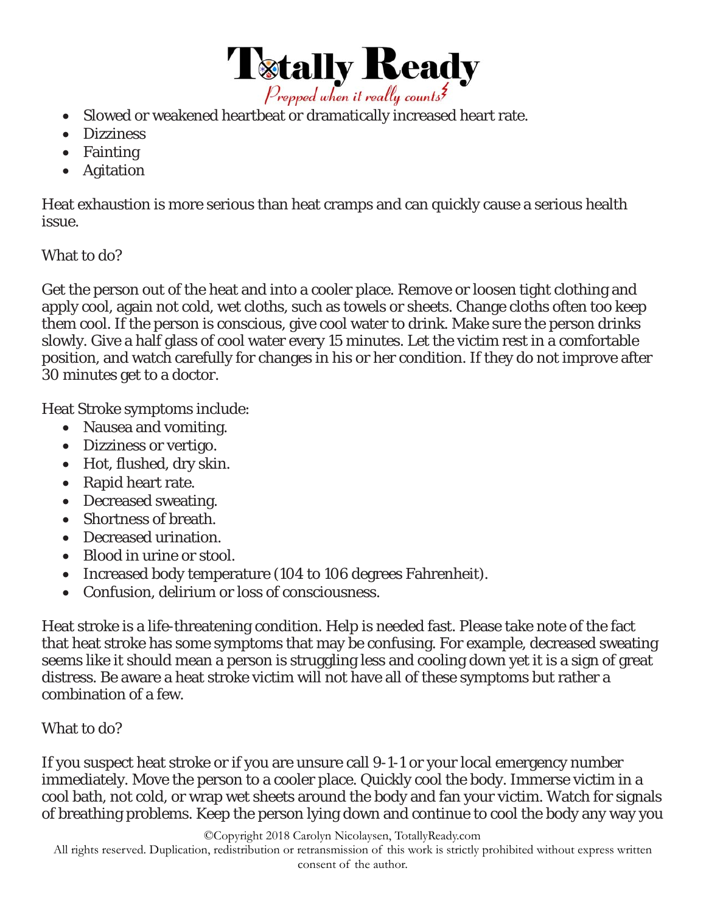- Slowed or weakened heartbeat or dramatically increased heart rate.
- Dizziness
- Fainting
- Agitation

Heat exhaustion is more serious than heat cramps and can quickly cause a serious health issue.

What to do?

Get the person out of the heat and into a cooler place. Remove or loosen tight clothing and apply cool, again not cold, wet cloths, such as towels or sheets. Change cloths often too keep them cool. If the person is conscious, give cool water to drink. Make sure the person drinks slowly. Give a half glass of cool water every 15 minutes. Let the victim rest in a comfortable position, and watch carefully for changes in his or her condition. If they do not improve after 30 minutes get to a doctor.

Heat Stroke symptoms include:

- Nausea and vomiting.
- Dizziness or vertigo.
- Hot, flushed, dry skin.
- Rapid heart rate.
- Decreased sweating.
- Shortness of breath.
- Decreased urination.
- Blood in urine or stool.
- Increased body temperature (104 to 106 degrees Fahrenheit).
- Confusion, delirium or loss of consciousness.

Heat stroke is a life-threatening condition. Help is needed fast. Please take note of the fact that heat stroke has some symptoms that may be confusing. For example, decreased sweating seems like it should mean a person is struggling less and cooling down yet it is a sign of great distress. Be aware a heat stroke victim will not have all of these symptoms but rather a combination of a few.

What to do?

If you suspect heat stroke or if you are unsure call 9-1-1 or your local emergency number immediately. Move the person to a cooler place. Quickly cool the body. Immerse victim in a cool bath, not cold, or wrap wet sheets around the body and fan your victim. Watch for signals of breathing problems. Keep the person lying down and continue to cool the body any way you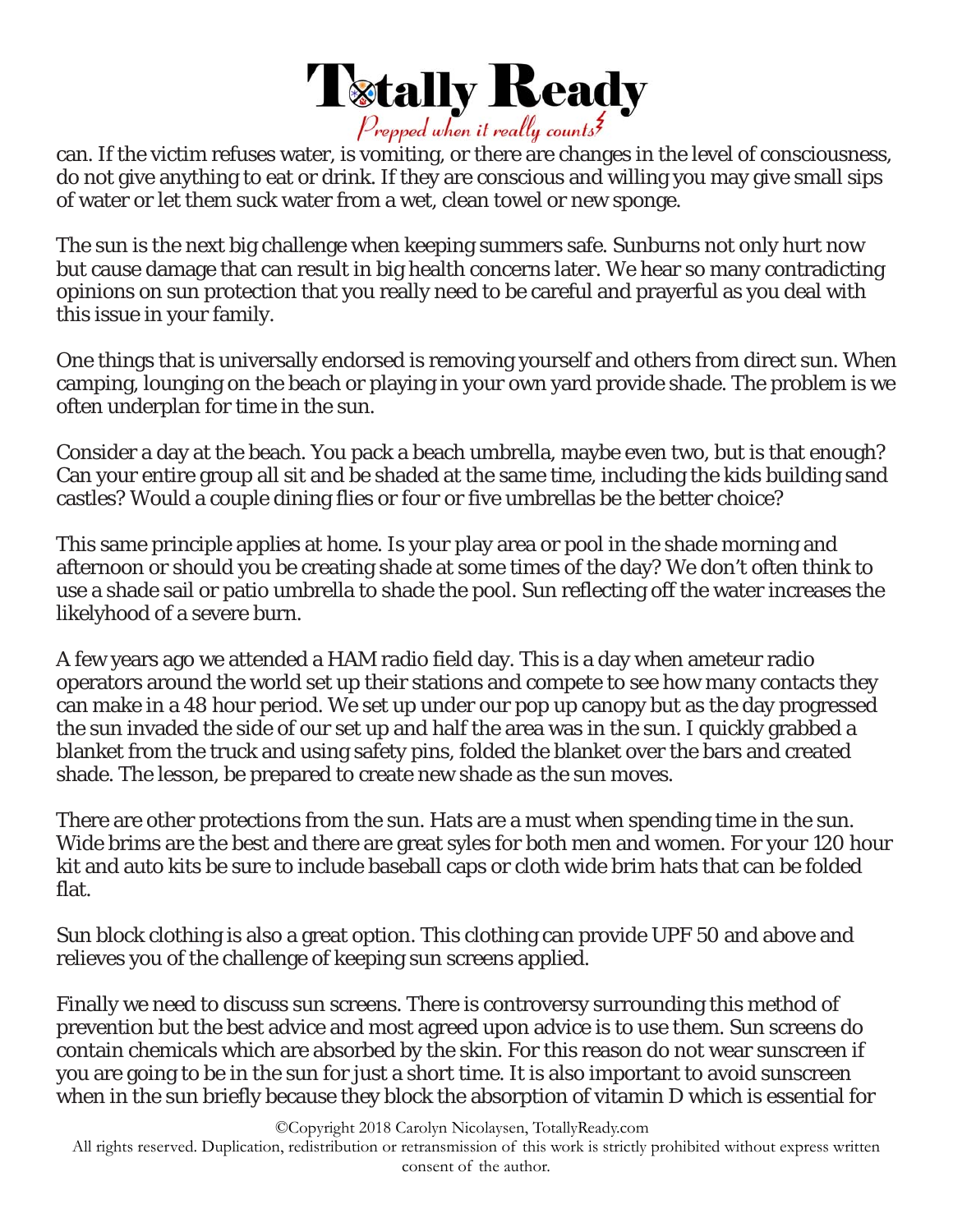can. If the victim refuses water, is vomiting, or there are changes in the level of consciousness, do not give anything to eat or drink. If they are conscious and willing you may give small sips of water or let them suck water from a wet, clean towel or new sponge.

The sun is the next big challenge when keeping summers safe. Sunburns not only hurt now but cause damage that can result in big health concerns later. We hear so many contradicting opinions on sun protection that you really need to be careful and prayerful as you deal with this issue in your family.

One things that is universally endorsed is removing yourself and others from direct sun. When camping, lounging on the beach or playing in your own yard provide shade. The problem is we often underplan for time in the sun.

Consider a day at the beach. You pack a beach umbrella, maybe even two, but is that enough? Can your entire group all sit and be shaded at the same time, including the kids building sand castles? Would a couple dining flies or four or five umbrellas be the better choice?

This same principle applies at home. Is your play area or pool in the shade morning and afternoon or should you be creating shade at some times of the day? We don't often think to use a shade sail or patio umbrella to shade the pool. Sun reflecting off the water increases the likelyhood of a severe burn.

A few years ago we attended a HAM radio field day. This is a day when ameteur radio operators around the world set up their stations and compete to see how many contacts they can make in a 48 hour period. We set up under our pop up canopy but as the day progressed the sun invaded the side of our set up and half the area was in the sun. I quickly grabbed a blanket from the truck and using safety pins, folded the blanket over the bars and created shade. The lesson, be prepared to create new shade as the sun moves.

There are other protections from the sun. Hats are a must when spending time in the sun. Wide brims are the best and there are great syles for both men and women. For your 120 hour kit and auto kits be sure to include baseball caps or cloth wide brim hats that can be folded flat.

Sun block clothing is also a great option. This clothing can provide UPF 50 and above and relieves you of the challenge of keeping sun screens applied.

Finally we need to discuss sun screens. There is controversy surrounding this method of prevention but the best advice and most agreed upon advice is to use them. Sun screens do contain chemicals which are absorbed by the skin. For this reason do not wear sunscreen if you are going to be in the sun for just a short time. It is also important to avoid sunscreen when in the sun briefly because they block the absorption of vitamin D which is essential for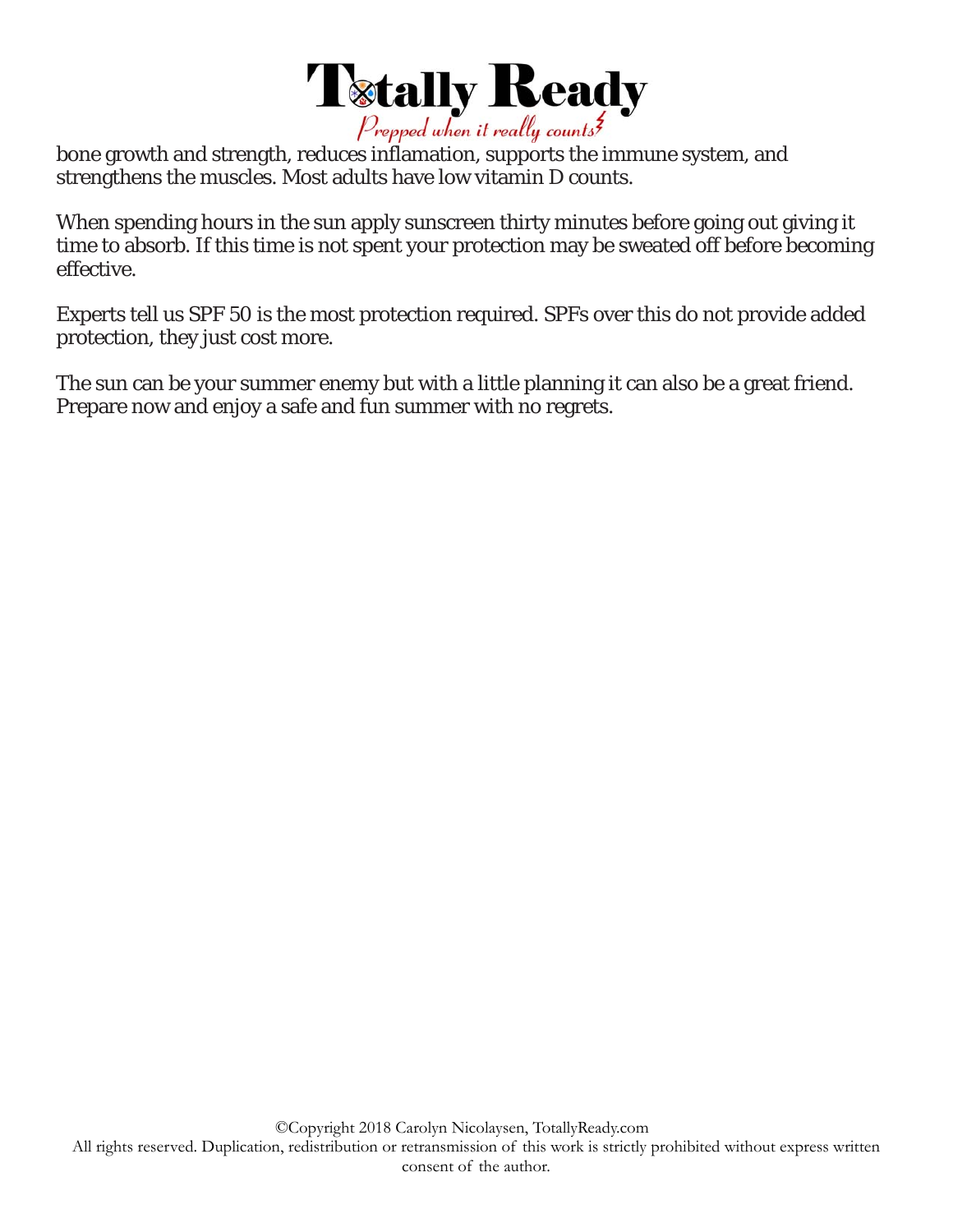bone growth and strength, reduces inflamation, supports the immune system, and strengthens the muscles. Most adults have low vitamin D counts.

When spending hours in the sun apply sunscreen thirty minutes before going out giving it time to absorb. If this time is not spent your protection may be sweated off before becoming effective.

Experts tell us SPF 50 is the most protection required. SPFs over this do not provide added protection, they just cost more.

The sun can be your summer enemy but with a little planning it can also be a great friend. Prepare now and enjoy a safe and fun summer with no regrets.